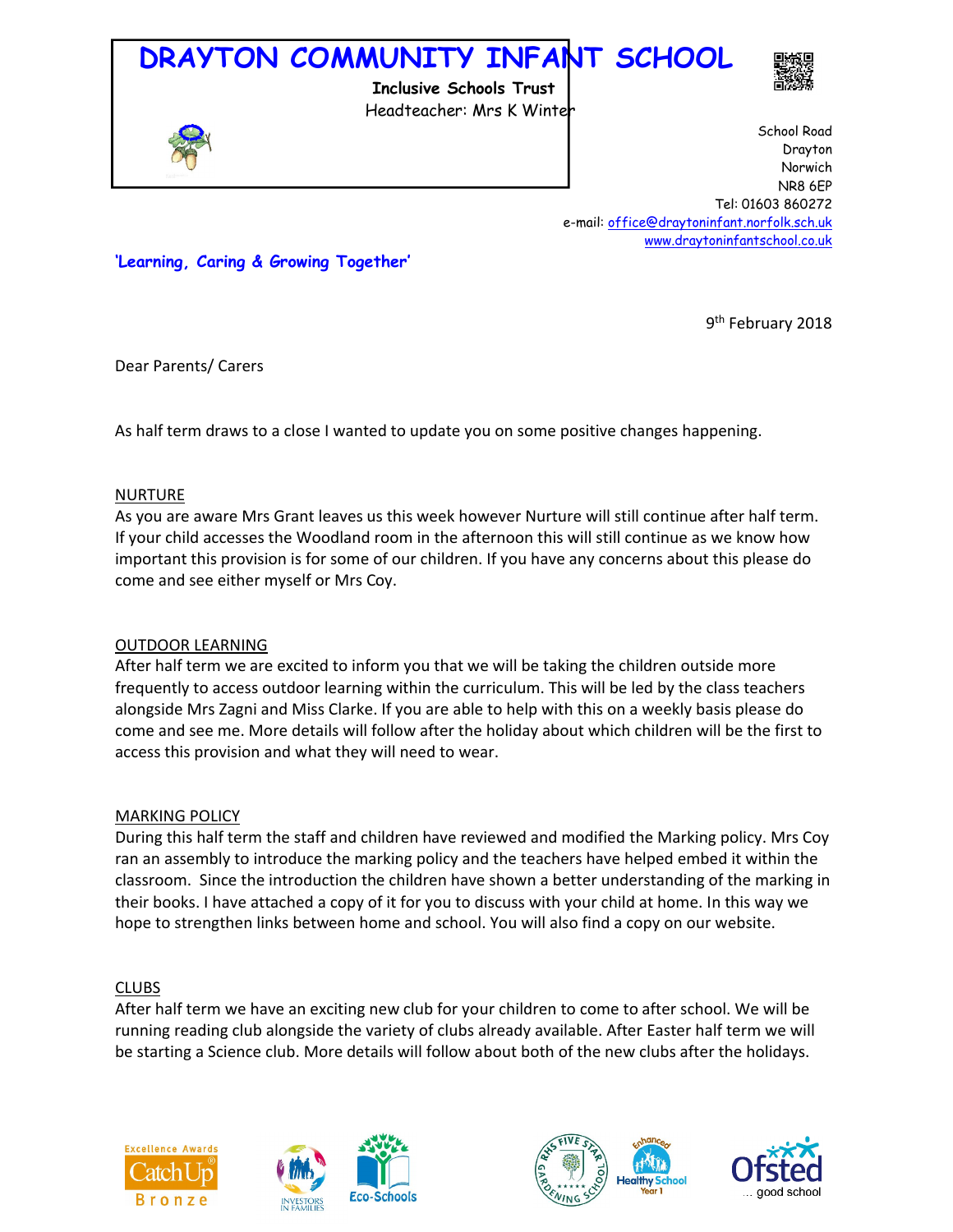# DRAYTON COMMUNITY INFANT SCHOOL

**Inclusive Schools Trust**
Headteacher: Mrs K Winter

School Road
Drayton
Norwich
NR8 6EP
Tel: 01603 860272
e-mail: office@draytoninfant.norfolk.sch.uk
www.draytoninfantschool.co.uk

***'Learning, Caring & Growing Together'***

9th February 2018

Dear Parents/ Carers

As half term draws to a close I wanted to update you on some positive changes happening.

## NURTURE

As you are aware Mrs Grant leaves us this week however Nurture will still continue after half term. If your child accesses the Woodland room in the afternoon this will still continue as we know how important this provision is for some of our children. If you have any concerns about this please do come and see either myself or Mrs Coy.

## OUTDOOR LEARNING

After half term we are excited to inform you that we will be taking the children outside more frequently to access outdoor learning within the curriculum. This will be led by the class teachers alongside Mrs Zagni and Miss Clarke. If you are able to help with this on a weekly basis please do come and see me. More details will follow after the holiday about which children will be the first to access this provision and what they will need to wear.

## MARKING POLICY

During this half term the staff and children have reviewed and modified the Marking policy. Mrs Coy ran an assembly to introduce the marking policy and the teachers have helped embed it within the classroom. Since the introduction the children have shown a better understanding of the marking in their books. I have attached a copy of it for you to discuss with your child at home. In this way we hope to strengthen links between home and school. You will also find a copy on our website.

## CLUBS

After half term we have an exciting new club for your children to come to after school. We will be running reading club alongside the variety of clubs already available. After Easter half term we will be starting a Science club. More details will follow about both of the new clubs after the holidays.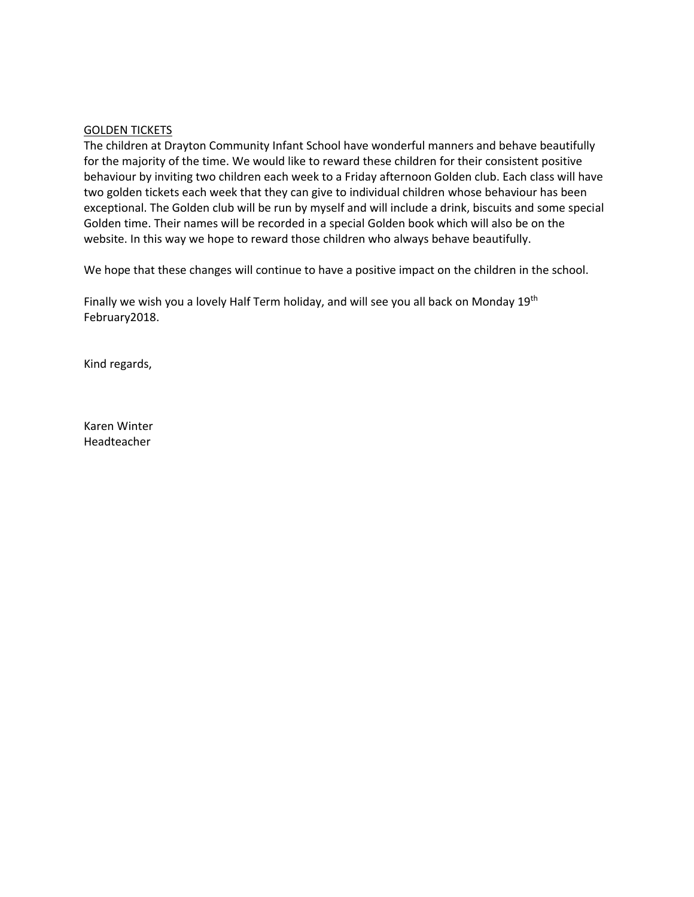GOLDEN TICKETS

The children at Drayton Community Infant School have wonderful manners and behave beautifully for the majority of the time. We would like to reward these children for their consistent positive behaviour by inviting two children each week to a Friday afternoon Golden club. Each class will have two golden tickets each week that they can give to individual children whose behaviour has been exceptional. The Golden club will be run by myself and will include a drink, biscuits and some special Golden time. Their names will be recorded in a special Golden book which will also be on the website. In this way we hope to reward those children who always behave beautifully.

We hope that these changes will continue to have a positive impact on the children in the school.

Finally we wish you a lovely Half Term holiday, and will see you all back on Monday 19th February2018.

Kind regards,

Karen Winter
Headteacher